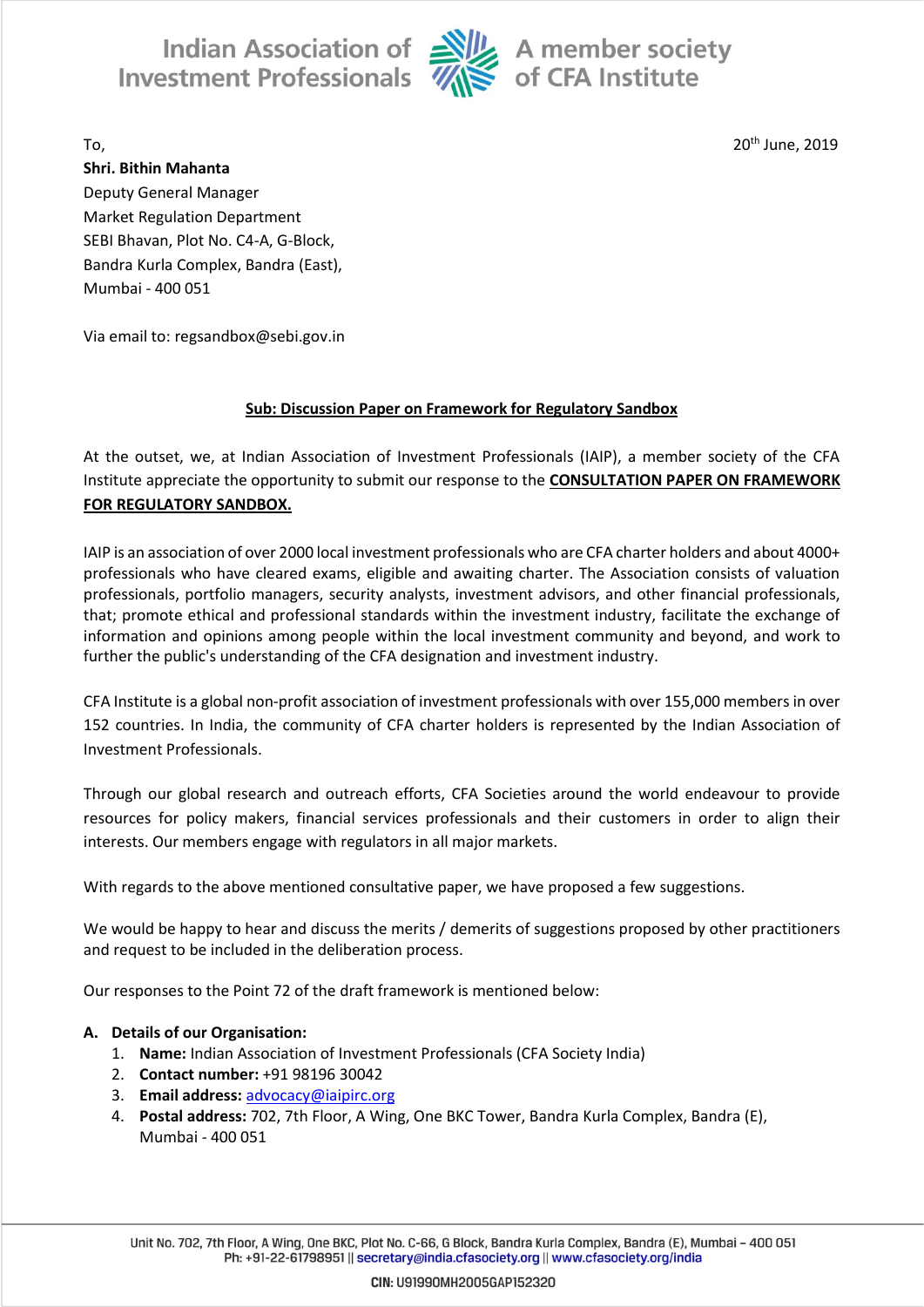Indian Association of Investment Professionals — A member society of CFA Institute

To,

20th June, 2019

**Shri. Bithin Mahanta**
Deputy General Manager
Market Regulation Department
SEBI Bhavan, Plot No. C4-A, G-Block,
Bandra Kurla Complex, Bandra (East),
Mumbai - 400 051

Via email to: regsandbox@sebi.gov.in

**Sub: Discussion Paper on Framework for Regulatory Sandbox**

At the outset, we, at Indian Association of Investment Professionals (IAIP), a member society of the CFA Institute appreciate the opportunity to submit our response to the **CONSULTATION PAPER ON FRAMEWORK FOR REGULATORY SANDBOX.**

IAIP is an association of over 2000 local investment professionals who are CFA charter holders and about 4000+ professionals who have cleared exams, eligible and awaiting charter. The Association consists of valuation professionals, portfolio managers, security analysts, investment advisors, and other financial professionals, that; promote ethical and professional standards within the investment industry, facilitate the exchange of information and opinions among people within the local investment community and beyond, and work to further the public's understanding of the CFA designation and investment industry.

CFA Institute is a global non-profit association of investment professionals with over 155,000 members in over 152 countries. In India, the community of CFA charter holders is represented by the Indian Association of Investment Professionals.

Through our global research and outreach efforts, CFA Societies around the world endeavour to provide resources for policy makers, financial services professionals and their customers in order to align their interests. Our members engage with regulators in all major markets.

With regards to the above mentioned consultative paper, we have proposed a few suggestions.

We would be happy to hear and discuss the merits / demerits of suggestions proposed by other practitioners and request to be included in the deliberation process.

Our responses to the Point 72 of the draft framework is mentioned below:

**A. Details of our Organisation:**

1. **Name:** Indian Association of Investment Professionals (CFA Society India)
2. **Contact number:** +91 98196 30042
3. **Email address:** advocacy@iaipirc.org
4. **Postal address:** 702, 7th Floor, A Wing, One BKC Tower, Bandra Kurla Complex, Bandra (E), Mumbai - 400 051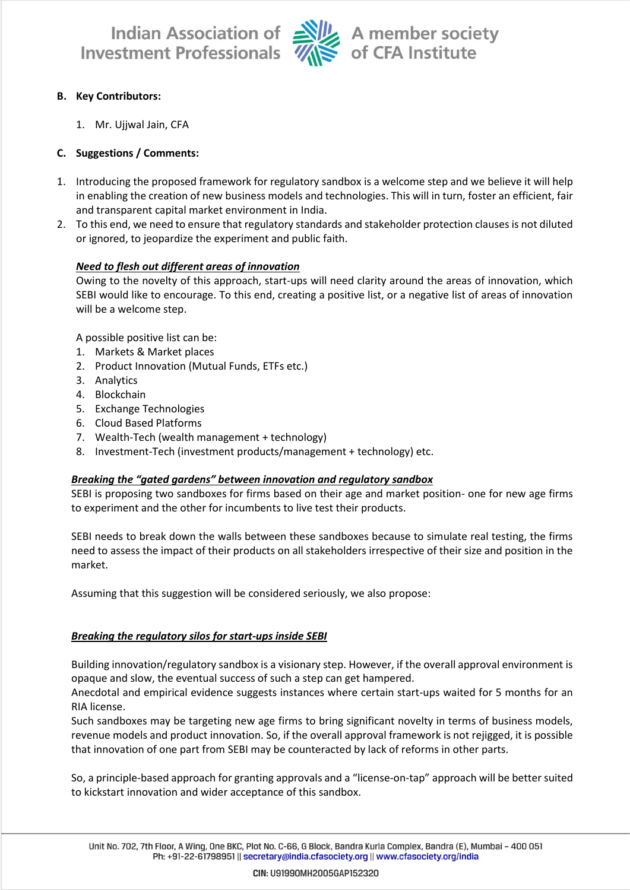**B. Key Contributors:**

1. Mr. Ujjwal Jain, CFA

**C. Suggestions / Comments:**

1. Introducing the proposed framework for regulatory sandbox is a welcome step and we believe it will help in enabling the creation of new business models and technologies. This will in turn, foster an efficient, fair and transparent capital market environment in India.
2. To this end, we need to ensure that regulatory standards and stakeholder protection clauses is not diluted or ignored, to jeopardize the experiment and public faith.

***Need to flesh out different areas of innovation***

Owing to the novelty of this approach, start-ups will need clarity around the areas of innovation, which SEBI would like to encourage. To this end, creating a positive list, or a negative list of areas of innovation will be a welcome step.

A possible positive list can be:

1. Markets & Market places
2. Product Innovation (Mutual Funds, ETFs etc.)
3. Analytics
4. Blockchain
5. Exchange Technologies
6. Cloud Based Platforms
7. Wealth-Tech (wealth management + technology)
8. Investment-Tech (investment products/management + technology) etc.

***Breaking the "gated gardens" between innovation and regulatory sandbox***

SEBI is proposing two sandboxes for firms based on their age and market position- one for new age firms to experiment and the other for incumbents to live test their products.

SEBI needs to break down the walls between these sandboxes because to simulate real testing, the firms need to assess the impact of their products on all stakeholders irrespective of their size and position in the market.

Assuming that this suggestion will be considered seriously, we also propose:

***Breaking the regulatory silos for start-ups inside SEBI***

Building innovation/regulatory sandbox is a visionary step. However, if the overall approval environment is opaque and slow, the eventual success of such a step can get hampered.
Anecdotal and empirical evidence suggests instances where certain start-ups waited for 5 months for an RIA license.
Such sandboxes may be targeting new age firms to bring significant novelty in terms of business models, revenue models and product innovation. So, if the overall approval framework is not rejigged, it is possible that innovation of one part from SEBI may be counteracted by lack of reforms in other parts.

So, a principle-based approach for granting approvals and a "license-on-tap" approach will be better suited to kickstart innovation and wider acceptance of this sandbox.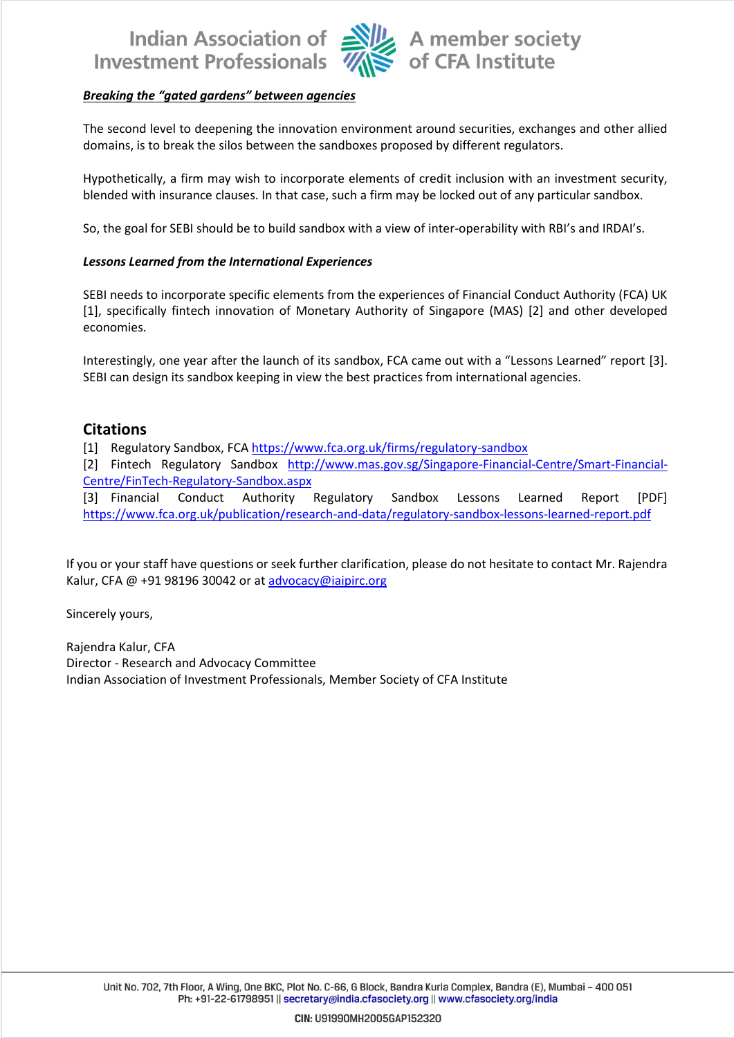***Breaking the "gated gardens" between agencies***

The second level to deepening the innovation environment around securities, exchanges and other allied domains, is to break the silos between the sandboxes proposed by different regulators.

Hypothetically, a firm may wish to incorporate elements of credit inclusion with an investment security, blended with insurance clauses. In that case, such a firm may be locked out of any particular sandbox.

So, the goal for SEBI should be to build sandbox with a view of inter-operability with RBI's and IRDAI's.

***Lessons Learned from the International Experiences***

SEBI needs to incorporate specific elements from the experiences of Financial Conduct Authority (FCA) UK [1], specifically fintech innovation of Monetary Authority of Singapore (MAS) [2] and other developed economies.

Interestingly, one year after the launch of its sandbox, FCA came out with a "Lessons Learned" report [3]. SEBI can design its sandbox keeping in view the best practices from international agencies.

## Citations

[1] Regulatory Sandbox, FCA https://www.fca.org.uk/firms/regulatory-sandbox
[2] Fintech Regulatory Sandbox http://www.mas.gov.sg/Singapore-Financial-Centre/Smart-Financial-Centre/FinTech-Regulatory-Sandbox.aspx
[3] Financial Conduct Authority Regulatory Sandbox Lessons Learned Report [PDF] https://www.fca.org.uk/publication/research-and-data/regulatory-sandbox-lessons-learned-report.pdf

If you or your staff have questions or seek further clarification, please do not hesitate to contact Mr. Rajendra Kalur, CFA @ +91 98196 30042 or at advocacy@iaipirc.org

Sincerely yours,

Rajendra Kalur, CFA
Director - Research and Advocacy Committee
Indian Association of Investment Professionals, Member Society of CFA Institute